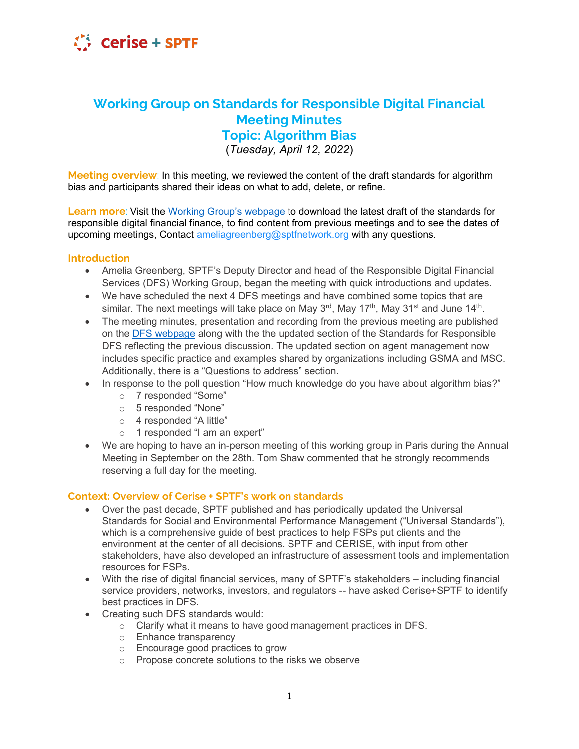# Working Group on Standards for Responsible Digital Financial Meeting Minutes
# Topic: Algorithm Bias

(*Tuesday, April 12, 2022*)

**Meeting overview**: In this meeting, we reviewed the content of the draft standards for algorithm bias and participants shared their ideas on what to add, delete, or refine.

**Learn more**: Visit the Working Group's webpage to download the latest draft of the standards for responsible digital financial finance, to find content from previous meetings and to see the dates of upcoming meetings, Contact ameliagreenberg@sptfnetwork.org with any questions.

## Introduction

- Amelia Greenberg, SPTF's Deputy Director and head of the Responsible Digital Financial Services (DFS) Working Group, began the meeting with quick introductions and updates.
- We have scheduled the next 4 DFS meetings and have combined some topics that are similar. The next meetings will take place on May 3rd, May 17th, May 31st and June 14th.
- The meeting minutes, presentation and recording from the previous meeting are published on the DFS webpage along with the the updated section of the Standards for Responsible DFS reflecting the previous discussion. The updated section on agent management now includes specific practice and examples shared by organizations including GSMA and MSC. Additionally, there is a "Questions to address" section.
- In response to the poll question "How much knowledge do you have about algorithm bias?"
  - 7 responded "Some"
  - 5 responded "None"
  - 4 responded "A little"
  - 1 responded "I am an expert"
- We are hoping to have an in-person meeting of this working group in Paris during the Annual Meeting in September on the 28th. Tom Shaw commented that he strongly recommends reserving a full day for the meeting.

## Context: Overview of Cerise + SPTF's work on standards

- Over the past decade, SPTF published and has periodically updated the Universal Standards for Social and Environmental Performance Management ("Universal Standards"), which is a comprehensive guide of best practices to help FSPs put clients and the environment at the center of all decisions. SPTF and CERISE, with input from other stakeholders, have also developed an infrastructure of assessment tools and implementation resources for FSPs.
- With the rise of digital financial services, many of SPTF's stakeholders – including financial service providers, networks, investors, and regulators -- have asked Cerise+SPTF to identify best practices in DFS.
- Creating such DFS standards would:
  - Clarify what it means to have good management practices in DFS.
  - Enhance transparency
  - Encourage good practices to grow
  - Propose concrete solutions to the risks we observe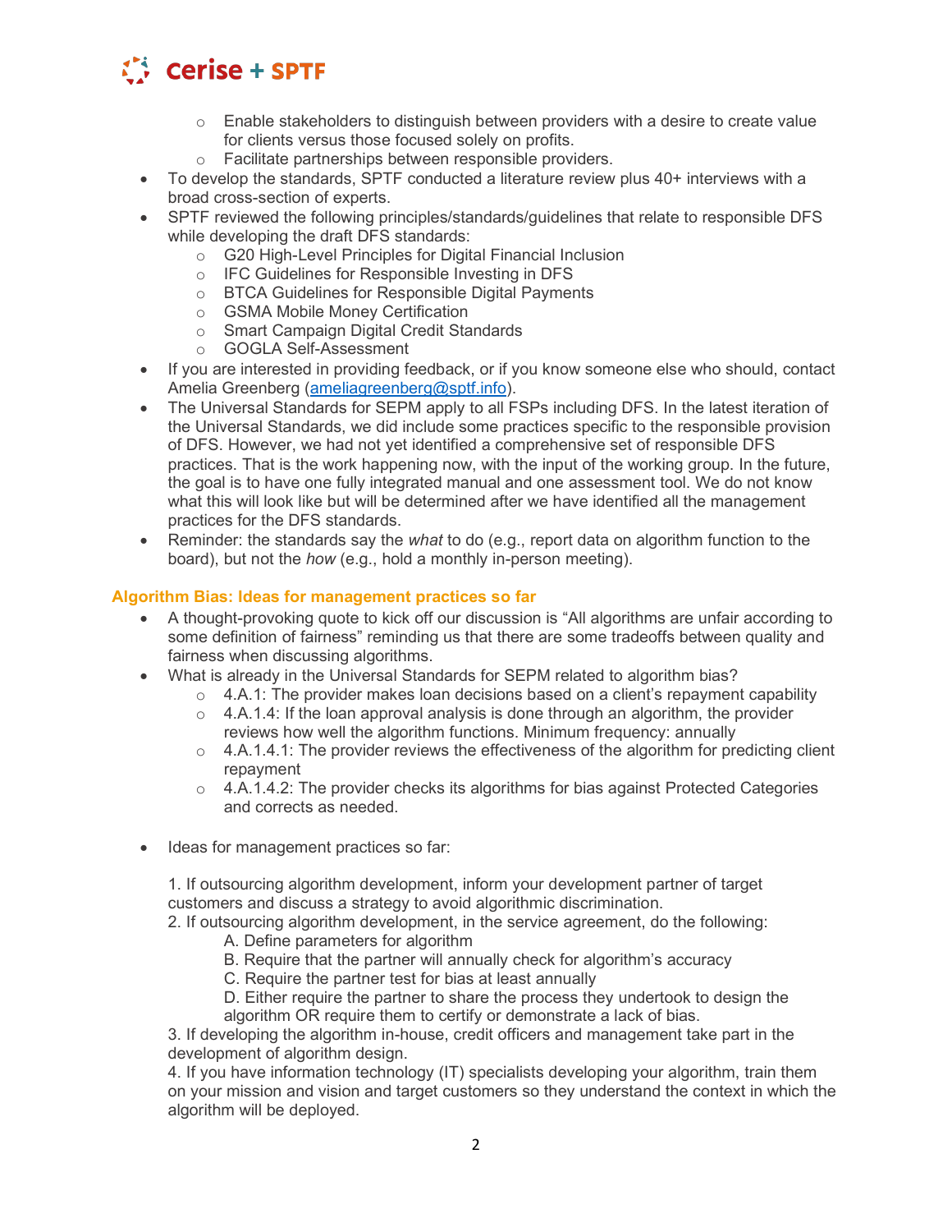- Enable stakeholders to distinguish between providers with a desire to create value for clients versus those focused solely on profits.
  - Facilitate partnerships between responsible providers.
- To develop the standards, SPTF conducted a literature review plus 40+ interviews with a broad cross-section of experts.
- SPTF reviewed the following principles/standards/guidelines that relate to responsible DFS while developing the draft DFS standards:
  - G20 High-Level Principles for Digital Financial Inclusion
  - IFC Guidelines for Responsible Investing in DFS
  - BTCA Guidelines for Responsible Digital Payments
  - GSMA Mobile Money Certification
  - Smart Campaign Digital Credit Standards
  - GOGLA Self-Assessment
- If you are interested in providing feedback, or if you know someone else who should, contact Amelia Greenberg ([ameliagreenberg@sptf.info](mailto:ameliagreenberg@sptf.info)).
- The Universal Standards for SEPM apply to all FSPs including DFS. In the latest iteration of the Universal Standards, we did include some practices specific to the responsible provision of DFS. However, we had not yet identified a comprehensive set of responsible DFS practices. That is the work happening now, with the input of the working group. In the future, the goal is to have one fully integrated manual and one assessment tool. We do not know what this will look like but will be determined after we have identified all the management practices for the DFS standards.
- Reminder: the standards say the *what* to do (e.g., report data on algorithm function to the board), but not the *how* (e.g., hold a monthly in-person meeting).

## Algorithm Bias: Ideas for management practices so far

- A thought-provoking quote to kick off our discussion is "All algorithms are unfair according to some definition of fairness" reminding us that there are some tradeoffs between quality and fairness when discussing algorithms.
- What is already in the Universal Standards for SEPM related to algorithm bias?
  - 4.A.1: The provider makes loan decisions based on a client's repayment capability
  - 4.A.1.4: If the loan approval analysis is done through an algorithm, the provider reviews how well the algorithm functions. Minimum frequency: annually
  - 4.A.1.4.1: The provider reviews the effectiveness of the algorithm for predicting client repayment
  - 4.A.1.4.2: The provider checks its algorithms for bias against Protected Categories and corrects as needed.

- Ideas for management practices so far:

  1. If outsourcing algorithm development, inform your development partner of target customers and discuss a strategy to avoid algorithmic discrimination.
  2. If outsourcing algorithm development, in the service agreement, do the following:
     A. Define parameters for algorithm
     B. Require that the partner will annually check for algorithm's accuracy
     C. Require the partner test for bias at least annually
     D. Either require the partner to share the process they undertook to design the algorithm OR require them to certify or demonstrate a lack of bias.
  3. If developing the algorithm in-house, credit officers and management take part in the development of algorithm design.
  4. If you have information technology (IT) specialists developing your algorithm, train them on your mission and vision and target customers so they understand the context in which the algorithm will be deployed.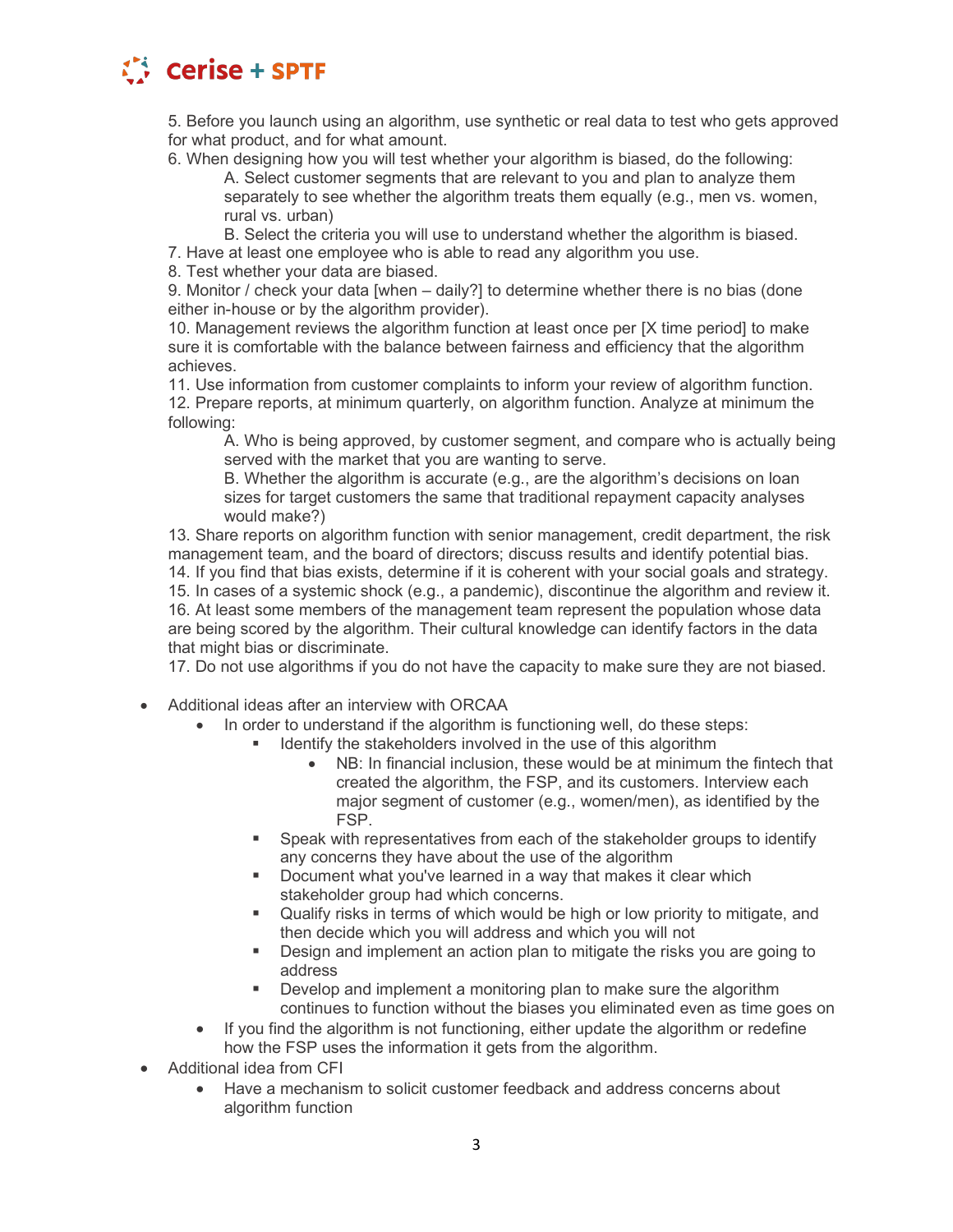5. Before you launch using an algorithm, use synthetic or real data to test who gets approved for what product, and for what amount.
6. When designing how you will test whether your algorithm is biased, do the following:
    A. Select customer segments that are relevant to you and plan to analyze them separately to see whether the algorithm treats them equally (e.g., men vs. women, rural vs. urban)
    B. Select the criteria you will use to understand whether the algorithm is biased.
7. Have at least one employee who is able to read any algorithm you use.
8. Test whether your data are biased.
9. Monitor / check your data [when – daily?] to determine whether there is no bias (done either in-house or by the algorithm provider).
10. Management reviews the algorithm function at least once per [X time period] to make sure it is comfortable with the balance between fairness and efficiency that the algorithm achieves.
11. Use information from customer complaints to inform your review of algorithm function.
12. Prepare reports, at minimum quarterly, on algorithm function. Analyze at minimum the following:
    A. Who is being approved, by customer segment, and compare who is actually being served with the market that you are wanting to serve.
    B. Whether the algorithm is accurate (e.g., are the algorithm's decisions on loan sizes for target customers the same that traditional repayment capacity analyses would make?)
13. Share reports on algorithm function with senior management, credit department, the risk management team, and the board of directors; discuss results and identify potential bias.
14. If you find that bias exists, determine if it is coherent with your social goals and strategy.
15. In cases of a systemic shock (e.g., a pandemic), discontinue the algorithm and review it.
16. At least some members of the management team represent the population whose data are being scored by the algorithm. Their cultural knowledge can identify factors in the data that might bias or discriminate.
17. Do not use algorithms if you do not have the capacity to make sure they are not biased.

- Additional ideas after an interview with ORCAA
    - In order to understand if the algorithm is functioning well, do these steps:
        - Identify the stakeholders involved in the use of this algorithm
            - NB: In financial inclusion, these would be at minimum the fintech that created the algorithm, the FSP, and its customers. Interview each major segment of customer (e.g., women/men), as identified by the FSP.
        - Speak with representatives from each of the stakeholder groups to identify any concerns they have about the use of the algorithm
        - Document what you've learned in a way that makes it clear which stakeholder group had which concerns.
        - Qualify risks in terms of which would be high or low priority to mitigate, and then decide which you will address and which you will not
        - Design and implement an action plan to mitigate the risks you are going to address
        - Develop and implement a monitoring plan to make sure the algorithm continues to function without the biases you eliminated even as time goes on
    - If you find the algorithm is not functioning, either update the algorithm or redefine how the FSP uses the information it gets from the algorithm.
- Additional idea from CFI
    - Have a mechanism to solicit customer feedback and address concerns about algorithm function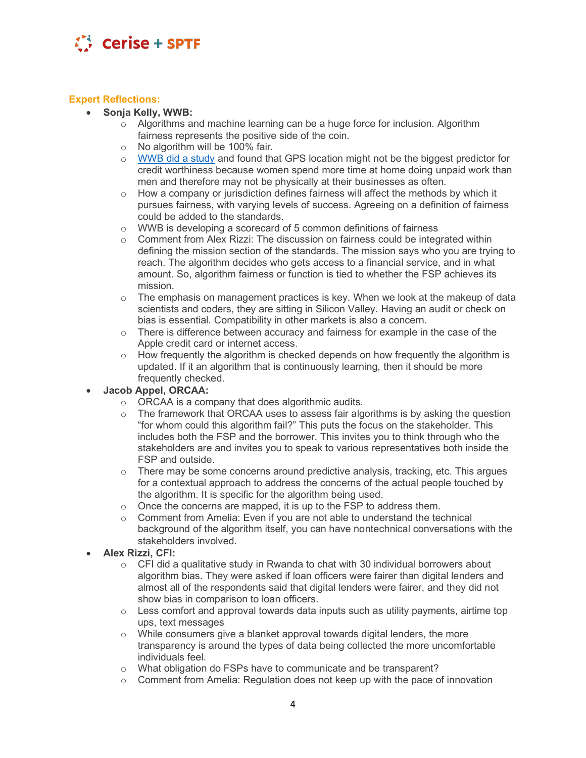**Expert Reflections:**

- **Sonja Kelly, WWB:**
  - Algorithms and machine learning can be a huge force for inclusion. Algorithm fairness represents the positive side of the coin.
  - No algorithm will be 100% fair.
  - WWB did a study and found that GPS location might not be the biggest predictor for credit worthiness because women spend more time at home doing unpaid work than men and therefore may not be physically at their businesses as often.
  - How a company or jurisdiction defines fairness will affect the methods by which it pursues fairness, with varying levels of success. Agreeing on a definition of fairness could be added to the standards.
  - WWB is developing a scorecard of 5 common definitions of fairness
  - Comment from Alex Rizzi: The discussion on fairness could be integrated within defining the mission section of the standards. The mission says who you are trying to reach. The algorithm decides who gets access to a financial service, and in what amount. So, algorithm fairness or function is tied to whether the FSP achieves its mission.
  - The emphasis on management practices is key. When we look at the makeup of data scientists and coders, they are sitting in Silicon Valley. Having an audit or check on bias is essential. Compatibility in other markets is also a concern.
  - There is difference between accuracy and fairness for example in the case of the Apple credit card or internet access.
  - How frequently the algorithm is checked depends on how frequently the algorithm is updated. If it an algorithm that is continuously learning, then it should be more frequently checked.
- **Jacob Appel, ORCAA:**
  - ORCAA is a company that does algorithmic audits.
  - The framework that ORCAA uses to assess fair algorithms is by asking the question "for whom could this algorithm fail?" This puts the focus on the stakeholder. This includes both the FSP and the borrower. This invites you to think through who the stakeholders are and invites you to speak to various representatives both inside the FSP and outside.
  - There may be some concerns around predictive analysis, tracking, etc. This argues for a contextual approach to address the concerns of the actual people touched by the algorithm. It is specific for the algorithm being used.
  - Once the concerns are mapped, it is up to the FSP to address them.
  - Comment from Amelia: Even if you are not able to understand the technical background of the algorithm itself, you can have nontechnical conversations with the stakeholders involved.
- **Alex Rizzi, CFI:**
  - CFI did a qualitative study in Rwanda to chat with 30 individual borrowers about algorithm bias. They were asked if loan officers were fairer than digital lenders and almost all of the respondents said that digital lenders were fairer, and they did not show bias in comparison to loan officers.
  - Less comfort and approval towards data inputs such as utility payments, airtime top ups, text messages
  - While consumers give a blanket approval towards digital lenders, the more transparency is around the types of data being collected the more uncomfortable individuals feel.
  - What obligation do FSPs have to communicate and be transparent?
  - Comment from Amelia: Regulation does not keep up with the pace of innovation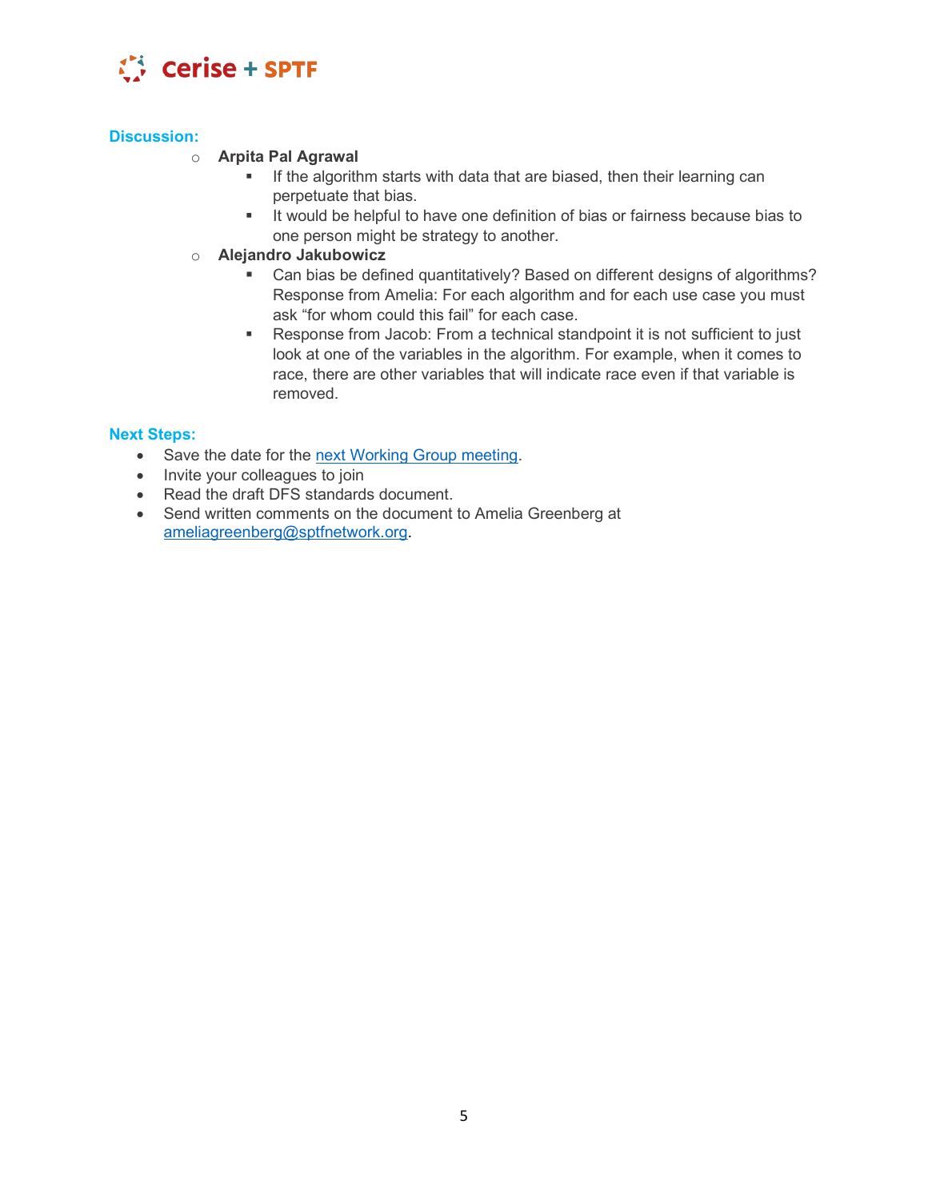**Discussion:**

- **Arpita Pal Agrawal**
  - If the algorithm starts with data that are biased, then their learning can perpetuate that bias.
  - It would be helpful to have one definition of bias or fairness because bias to one person might be strategy to another.
- **Alejandro Jakubowicz**
  - Can bias be defined quantitatively? Based on different designs of algorithms? Response from Amelia: For each algorithm and for each use case you must ask "for whom could this fail" for each case.
  - Response from Jacob: From a technical standpoint it is not sufficient to just look at one of the variables in the algorithm. For example, when it comes to race, there are other variables that will indicate race even if that variable is removed.

**Next Steps:**

- Save the date for the next Working Group meeting.
- Invite your colleagues to join
- Read the draft DFS standards document.
- Send written comments on the document to Amelia Greenberg at ameliagreenberg@sptfnetwork.org.